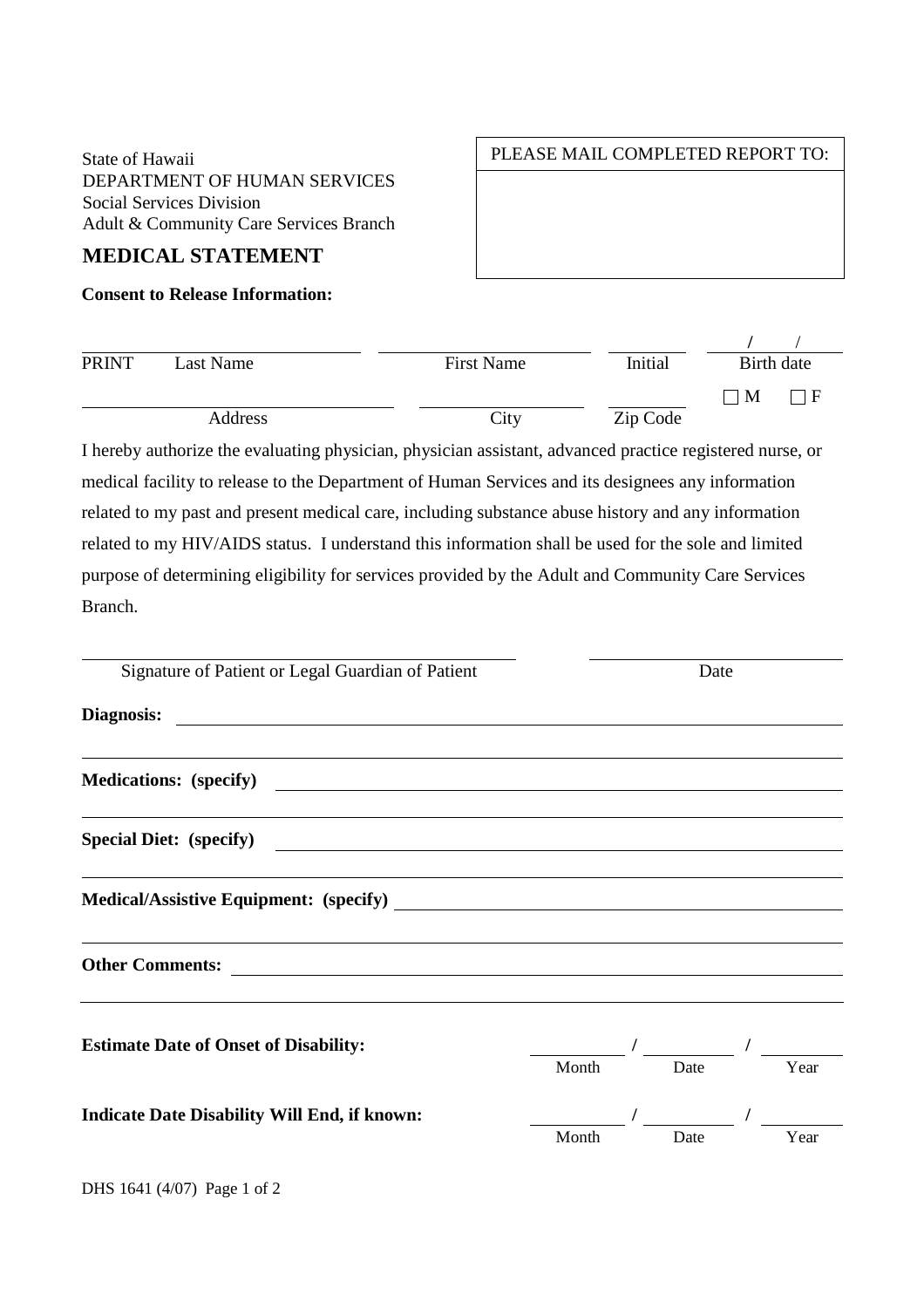State of Hawaii
DEPARTMENT OF HUMAN SERVICES
Social Services Division
Adult & Community Care Services Branch

| PLEASE MAIL COMPLETED REPORT TO: |
| --- |
| |

# MEDICAL STATEMENT

**Consent to Release Information:**

PRINT Last Name ______________ First Name ______________ Initial ______ Birth date ____ / ____ / ____

Address ______________ City ______________ Zip Code ______ ☐ M ☐ F

I hereby authorize the evaluating physician, physician assistant, advanced practice registered nurse, or medical facility to release to the Department of Human Services and its designees any information related to my past and present medical care, including substance abuse history and any information related to my HIV/AIDS status. I understand this information shall be used for the sole and limited purpose of determining eligibility for services provided by the Adult and Community Care Services Branch.

______________________________ ______________
Signature of Patient or Legal Guardian of Patient Date

**Diagnosis:** ______________________________

______________________________

**Medications: (specify)** ______________________________

______________________________

**Special Diet: (specify)** ______________________________

______________________________

**Medical/Assistive Equipment: (specify)** ______________________________

______________________________

**Other Comments:** ______________________________

______________________________

**Estimate Date of Onset of Disability:** ______ / ______ / ______
Month Date Year

**Indicate Date Disability Will End, if known:** ______ / ______ / ______
Month Date Year

DHS 1641 (4/07)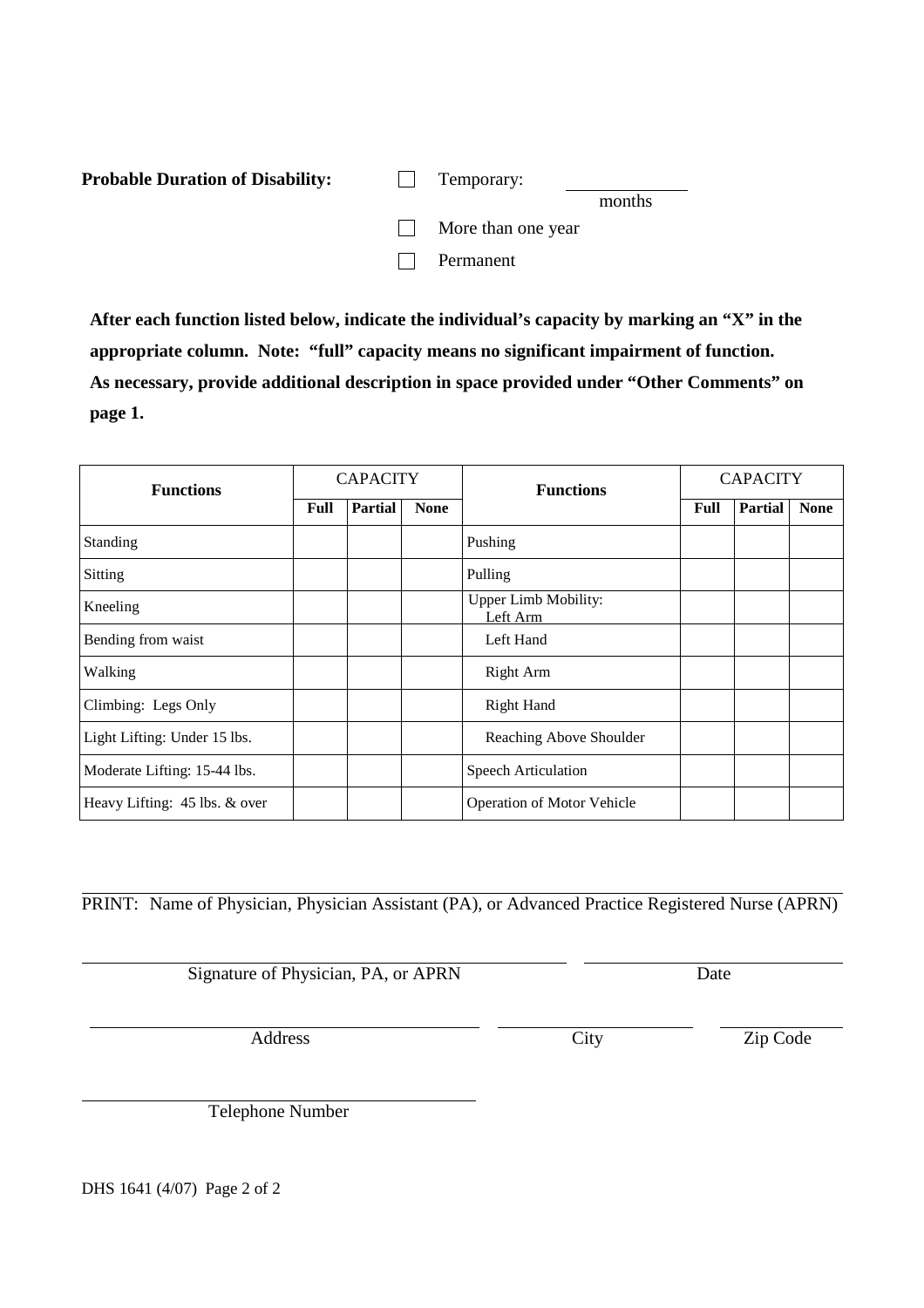**Probable Duration of Disability:**

☐ Temporary: ____________ months

☐ More than one year

☐ Permanent

**After each function listed below, indicate the individual's capacity by marking an "X" in the appropriate column. Note: "full" capacity means no significant impairment of function. As necessary, provide additional description in space provided under "Other Comments" on page 1.**

| Functions | CAPACITY | | | Functions | CAPACITY | | |
|---|---|---|---|---|---|---|---|
| | **Full** | **Partial** | **None** | | **Full** | **Partial** | **None** |
| Standing | | | | Pushing | | | |
| Sitting | | | | Pulling | | | |
| Kneeling | | | | Upper Limb Mobility: Left Arm | | | |
| Bending from waist | | | | Left Hand | | | |
| Walking | | | | Right Arm | | | |
| Climbing: Legs Only | | | | Right Hand | | | |
| Light Lifting: Under 15 lbs. | | | | Reaching Above Shoulder | | | |
| Moderate Lifting: 15-44 lbs. | | | | Speech Articulation | | | |
| Heavy Lifting: 45 lbs. & over | | | | Operation of Motor Vehicle | | | |

______________________________________________

PRINT: Name of Physician, Physician Assistant (PA), or Advanced Practice Registered Nurse (APRN)

______________________________________________ ____________________

Signature of Physician, PA, or APRN Date

______________________________________________ ____________________ ____________

Address City Zip Code

______________________________________________

Telephone Number

DHS 1641 (4/07)